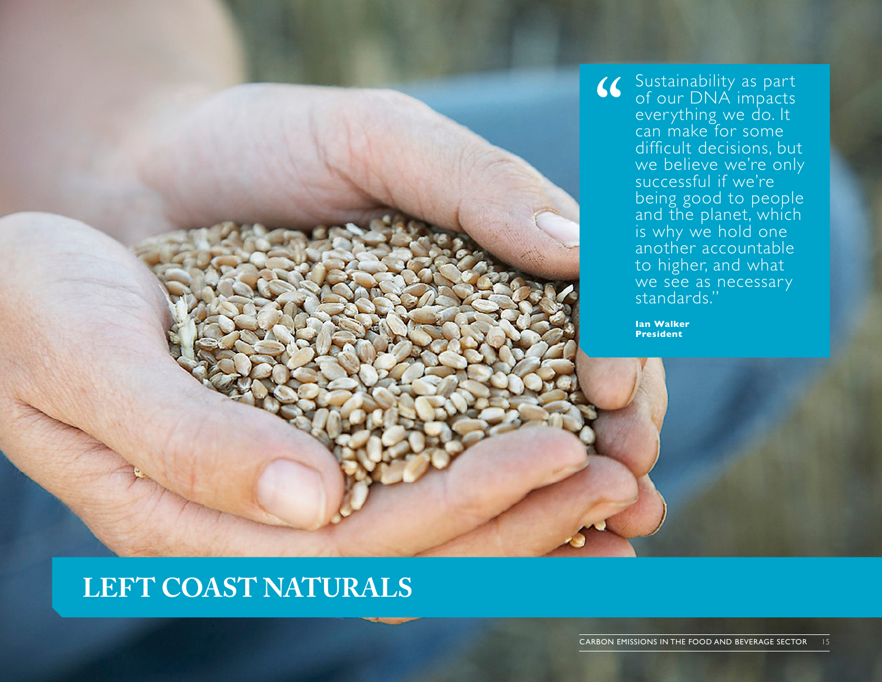> "Sustainability as part of our DNA impacts everything we do. It can make for some difficult decisions, but we believe we're only successful if we're being good to people and the planet, which is why we hold one another accountable to higher, and what we see as necessary standards."
>
> **Ian Walker**
> **President**

# LEFT COAST NATURALS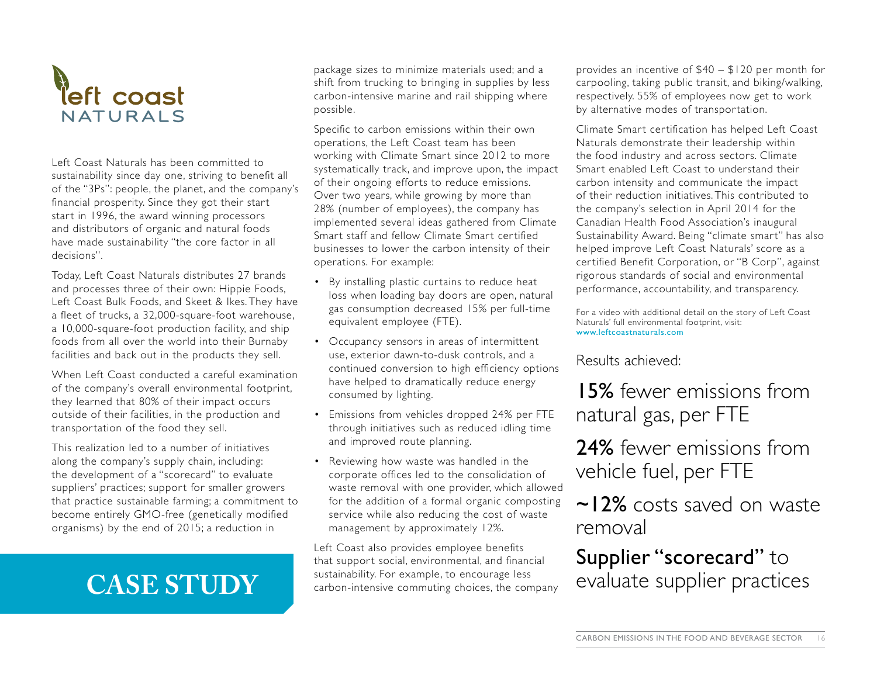# left coast NATURALS

## CASE STUDY

Left Coast Naturals has been committed to sustainability since day one, striving to benefit all of the "3Ps": people, the planet, and the company's financial prosperity. Since they got their start start in 1996, the award winning processors and distributors of organic and natural foods have made sustainability "the core factor in all decisions".

Today, Left Coast Naturals distributes 27 brands and processes three of their own: Hippie Foods, Left Coast Bulk Foods, and Skeet & Ikes. They have a fleet of trucks, a 32,000-square-foot warehouse, a 10,000-square-foot production facility, and ship foods from all over the world into their Burnaby facilities and back out in the products they sell.

When Left Coast conducted a careful examination of the company's overall environmental footprint, they learned that 80% of their impact occurs outside of their facilities, in the production and transportation of the food they sell.

This realization led to a number of initiatives along the company's supply chain, including: the development of a "scorecard" to evaluate suppliers' practices; support for smaller growers that practice sustainable farming; a commitment to become entirely GMO-free (genetically modified organisms) by the end of 2015; a reduction in package sizes to minimize materials used; and a shift from trucking to bringing in supplies by less carbon-intensive marine and rail shipping where possible.

Specific to carbon emissions within their own operations, the Left Coast team has been working with Climate Smart since 2012 to more systematically track, and improve upon, the impact of their ongoing efforts to reduce emissions. Over two years, while growing by more than 28% (number of employees), the company has implemented several ideas gathered from Climate Smart staff and fellow Climate Smart certified businesses to lower the carbon intensity of their operations. For example:

- By installing plastic curtains to reduce heat loss when loading bay doors are open, natural gas consumption decreased 15% per full-time equivalent employee (FTE).
- Occupancy sensors in areas of intermittent use, exterior dawn-to-dusk controls, and a continued conversion to high efficiency options have helped to dramatically reduce energy consumed by lighting.
- Emissions from vehicles dropped 24% per FTE through initiatives such as reduced idling time and improved route planning.
- Reviewing how waste was handled in the corporate offices led to the consolidation of waste removal with one provider, which allowed for the addition of a formal organic composting service while also reducing the cost of waste management by approximately 12%.

Left Coast also provides employee benefits that support social, environmental, and financial sustainability. For example, to encourage less carbon-intensive commuting choices, the company provides an incentive of $40 – $120 per month for carpooling, taking public transit, and biking/walking, respectively. 55% of employees now get to work by alternative modes of transportation.

Climate Smart certification has helped Left Coast Naturals demonstrate their leadership within the food industry and across sectors. Climate Smart enabled Left Coast to understand their carbon intensity and communicate the impact of their reduction initiatives. This contributed to the company's selection in April 2014 for the Canadian Health Food Association's inaugural Sustainability Award. Being "climate smart" has also helped improve Left Coast Naturals' score as a certified Benefit Corporation, or "B Corp", against rigorous standards of social and environmental performance, accountability, and transparency.

For a video with additional detail on the story of Left Coast Naturals' full environmental footprint, visit: www.leftcoastnaturals.com

### Results achieved:

**15%** fewer emissions from natural gas, per FTE

**24%** fewer emissions from vehicle fuel, per FTE

**~12%** costs saved on waste removal

**Supplier "scorecard"** to evaluate supplier practices